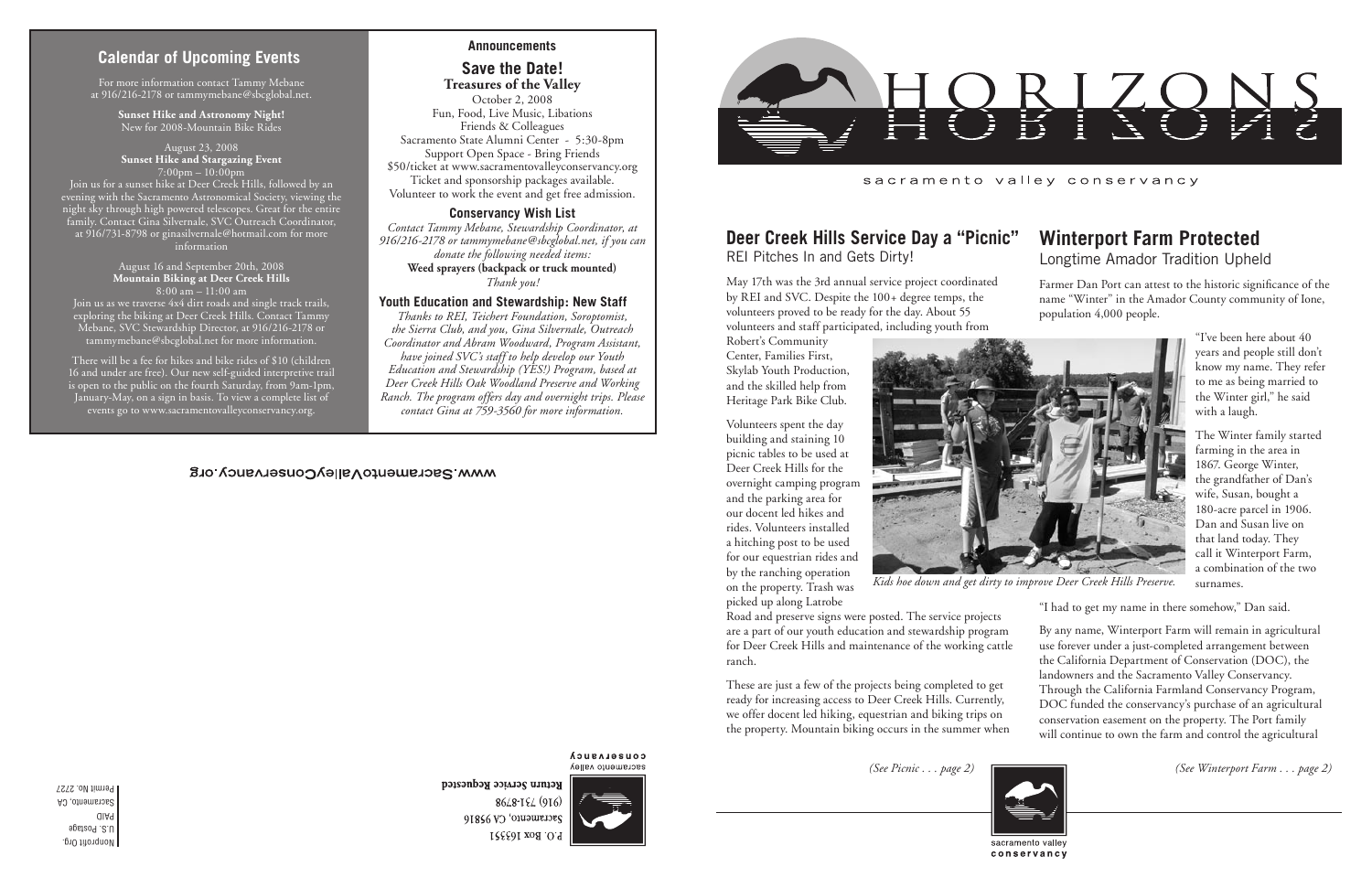## Calendar of Upcoming Events

For more information contact Tammy Mebane at 916/216-2178 or tammymebane@sbcglobal.net.

**Sunset Hike and Astronomy Night!**
New for 2008-Mountain Bike Rides

August 23, 2008
**Sunset Hike and Stargazing Event**
7:00pm – 10:00pm

Join us for a sunset hike at Deer Creek Hills, followed by an evening with the Sacramento Astronomical Society, viewing the night sky through high powered telescopes. Great for the entire family. Contact Gina Silvernale, SVC Outreach Coordinator, at 916/731-8798 or ginasilvernale@hotmail.com for more information

August 16 and September 20th, 2008
**Mountain Biking at Deer Creek Hills**
8:00 am – 11:00 am

Join us as we traverse 4x4 dirt roads and single track trails, exploring the biking at Deer Creek Hills. Contact Tammy Mebane, SVC Stewardship Director, at 916/216-2178 or tammymebane@sbcglobal.net for more information.

There will be a fee for hikes and bike rides of $10 (children 16 and under are free). Our new self-guided interpretive trail is open to the public on the fourth Saturday, from 9am-1pm, January-May, on a sign in basis. To view a complete list of events go to www.sacramentovalleyconservancy.org.

## Announcements

### Save the Date!

**Treasures of the Valley**
October 2, 2008
Fun, Food, Live Music, Libations
Friends & Colleagues
Sacramento State Alumni Center - 5:30-8pm
Support Open Space - Bring Friends
$50/ticket at www.sacramentovalleyconservancy.org
Ticket and sponsorship packages available.
Volunteer to work the event and get free admission.

### Conservancy Wish List

*Contact Tammy Mebane, Stewardship Coordinator, at 916/216-2178 or tammymebane@sbcglobal.net, if you can donate the following needed items:*
**Weed sprayers (backpack or truck mounted)**
*Thank you!*

### Youth Education and Stewardship: New Staff

*Thanks to REI, Teichert Foundation, Soroptomist, the Sierra Club, and you, Gina Silvernale, Outreach Coordinator and Abram Woodward, Program Assistant, have joined SVC's staff to help develop our Youth Education and Stewardship (YES!) Program, based at Deer Creek Hills Oak Woodland Preserve and Working Ranch. The program offers day and overnight trips. Please contact Gina at 759-3560 for more information.*

www.SacramentoValleyConservancy.org

P.O. Box 163351
Sacramento, CA 95816
(916) 731-8798
**Return Service Requested**
sacramento valley conservancy

Nonprofit Org.
U.S. Postage
PAID
Sacramento, CA
Permit No. 2727

# HORIZONS

sacramento valley conservancy

## Deer Creek Hills Service Day a "Picnic"

REI Pitches In and Gets Dirty!

May 17th was the 3rd annual service project coordinated by REI and SVC. Despite the 100+ degree temps, the volunteers proved to be ready for the day. About 55 volunteers and staff participated, including youth from Robert's Community Center, Families First, Skylab Youth Production, and the skilled help from Heritage Park Bike Club.

Volunteers spent the day building and staining 10 picnic tables to be used at Deer Creek Hills for the overnight camping program and the parking area for our docent led hikes and rides. Volunteers installed a hitching post to be used for our equestrian rides and by the ranching operation on the property. Trash was picked up along Latrobe Road and preserve signs were posted. The service projects are a part of our youth education and stewardship program for Deer Creek Hills and maintenance of the working cattle ranch.

*Kids hoe down and get dirty to improve Deer Creek Hills Preserve.*

These are just a few of the projects being completed to get ready for increasing access to Deer Creek Hills. Currently, we offer docent led hiking, equestrian and biking trips on the property. Mountain biking occurs in the summer when

*(See Picnic . . . page 2)*

## Winterport Farm Protected

Longtime Amador Tradition Upheld

Farmer Dan Port can attest to the historic significance of the name "Winter" in the Amador County community of Ione, population 4,000 people.

"I've been here about 40 years and people still don't know my name. They refer to me as being married to the Winter girl," he said with a laugh.

The Winter family started farming in the area in 1867. George Winter, the grandfather of Dan's wife, Susan, bought a 180-acre parcel in 1906. Dan and Susan live on that land today. They call it Winterport Farm, a combination of the two surnames.

"I had to get my name in there somehow," Dan said.

By any name, Winterport Farm will remain in agricultural use forever under a just-completed arrangement between the California Department of Conservation (DOC), the landowners and the Sacramento Valley Conservancy. Through the California Farmland Conservancy Program, DOC funded the conservancy's purchase of an agricultural conservation easement on the property. The Port family will continue to own the farm and control the agricultural

*(See Winterport Farm . . . page 2)*

sacramento valley conservancy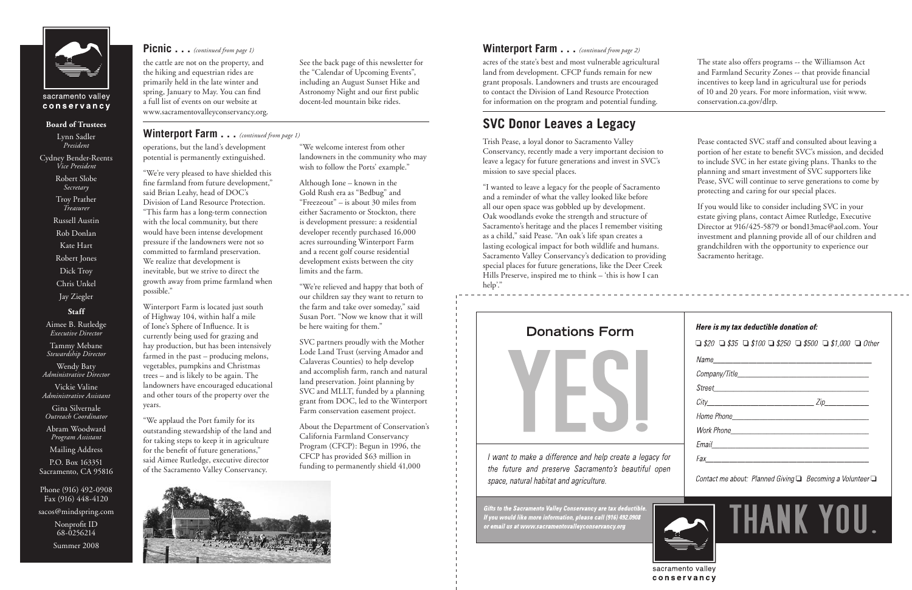sacramento valley conservancy

**Board of Trustees**

Lynn Sadler
*President*

Cydney Bender-Reents
*Vice President*

Robert Slobe
*Secretary*

Troy Prather
*Treasurer*

Russell Austin

Rob Donlan

Kate Hart

Robert Jones

Dick Troy

Chris Unkel

Jay Ziegler

**Staff**

Aimee B. Rutledge
*Executive Director*

Tammy Mebane
*Stewardship Director*

Wendy Baty
*Administrative Director*

Vickie Valine
*Administrative Assistant*

Gina Silvernale
*Outreach Coordinator*

Abram Woodward
*Program Assistant*

Mailing Address

P.O. Box 163351
Sacramento, CA 95816

Phone (916) 492-0908
Fax (916) 448-4120

sacos@mindspring.com

Nonprofit ID
68-0256214

Summer 2008

## Picnic . . . *(continued from page 1)*

the cattle are not on the property, and the hiking and equestrian rides are primarily held in the late winter and spring, January to May. You can find a full list of events on our website at www.sacramentovalleyconservancy.org.

See the back page of this newsletter for the "Calendar of Upcoming Events", including an August Sunset Hike and Astronomy Night and our first public docent-led mountain bike rides.

## Winterport Farm . . . *(continued from page 1)*

operations, but the land's development potential is permanently extinguished.

"We're very pleased to have shielded this fine farmland from future development," said Brian Leahy, head of DOC's Division of Land Resource Protection. "This farm has a long-term connection with the local community, but there would have been intense development pressure if the landowners were not so committed to farmland preservation. We realize that development is inevitable, but we strive to direct the growth away from prime farmland when possible."

Winterport Farm is located just south of Highway 104, within half a mile of Ione's Sphere of Influence. It is currently being used for grazing and hay production, but has been intensively farmed in the past – producing melons, vegetables, pumpkins and Christmas trees – and is likely to be again. The landowners have encouraged educational and other tours of the property over the years.

"We applaud the Port family for its outstanding stewardship of the land and for taking steps to keep it in agriculture for the benefit of future generations," said Aimee Rutledge, executive director of the Sacramento Valley Conservancy.

"We welcome interest from other landowners in the community who may wish to follow the Ports' example."

Although Ione – known in the Gold Rush era as "Bedbug" and "Freezeout" – is about 30 miles from either Sacramento or Stockton, there is development pressure: a residential developer recently purchased 16,000 acres surrounding Winterport Farm and a recent golf course residential development exists between the city limits and the farm.

"We're relieved and happy that both of our children say they want to return to the farm and take over someday," said Susan Port. "Now we know that it will be here waiting for them."

SVC partners proudly with the Mother Lode Land Trust (serving Amador and Calaveras Counties) to help develop and accomplish farm, ranch and natural land preservation. Joint planning by SVC and MLLT, funded by a planning grant from DOC, led to the Winterport Farm conservation easement project.

About the Department of Conservation's California Farmland Conservancy Program (CFCP): Begun in 1996, the CFCP has provided $63 million in funding to permanently shield 41,000

## Winterport Farm . . . *(continued from page 2)*

acres of the state's best and most vulnerable agricultural land from development. CFCP funds remain for new grant proposals. Landowners and trusts are encouraged to contact the Division of Land Resource Protection for information on the program and potential funding.

The state also offers programs -- the Williamson Act and Farmland Security Zones -- that provide financial incentives to keep land in agricultural use for periods of 10 and 20 years. For more information, visit www.conservation.ca.gov/dlrp.

## SVC Donor Leaves a Legacy

Trish Pease, a loyal donor to Sacramento Valley Conservancy, recently made a very important decision to leave a legacy for future generations and invest in SVC's mission to save special places.

"I wanted to leave a legacy for the people of Sacramento and a reminder of what the valley looked like before all our open space was gobbled up by development. Oak woodlands evoke the strength and structure of Sacramento's heritage and the places I remember visiting as a child," said Pease. "An oak's life span creates a lasting ecological impact for both wildlife and humans. Sacramento Valley Conservancy's dedication to providing special places for future generations, like the Deer Creek Hills Preserve, inspired me to think – 'this is how I can help'."

Pease contacted SVC staff and consulted about leaving a portion of her estate to benefit SVC's mission, and decided to include SVC in her estate giving plans. Thanks to the planning and smart investment of SVC supporters like Pease, SVC will continue to serve generations to come by protecting and caring for our special places.

If you would like to consider including SVC in your estate giving plans, contact Aimee Rutledge, Executive Director at 916/425-5879 or bond13mac@aol.com. Your investment and planning provide all of our children and grandchildren with the opportunity to experience our Sacramento heritage.

## Donations Form

# YES!

*I want to make a difference and help create a legacy for the future and preserve Sacramento's beautiful open space, natural habitat and agriculture.*

***Gifts to the Sacramento Valley Conservancy are tax deductible. If you would like more information, please call (916) 492.0908 or email us at www.sacramentovalleyconservancy.org***

***Here is my tax deductible donation of:***

❑ $20 ❑ $35 ❑ $100 ❑ $250 ❑ $500 ❑ $1,000 ❑ Other

Name______________________________

Company/Title______________________________

Street______________________________

City______________________ Zip__________

Home Phone______________________________

Work Phone______________________________

Email______________________________

Fax______________________________

Contact me about: Planned Giving ❑ Becoming a Volunteer ❑

THANK YOU.

sacramento valley conservancy